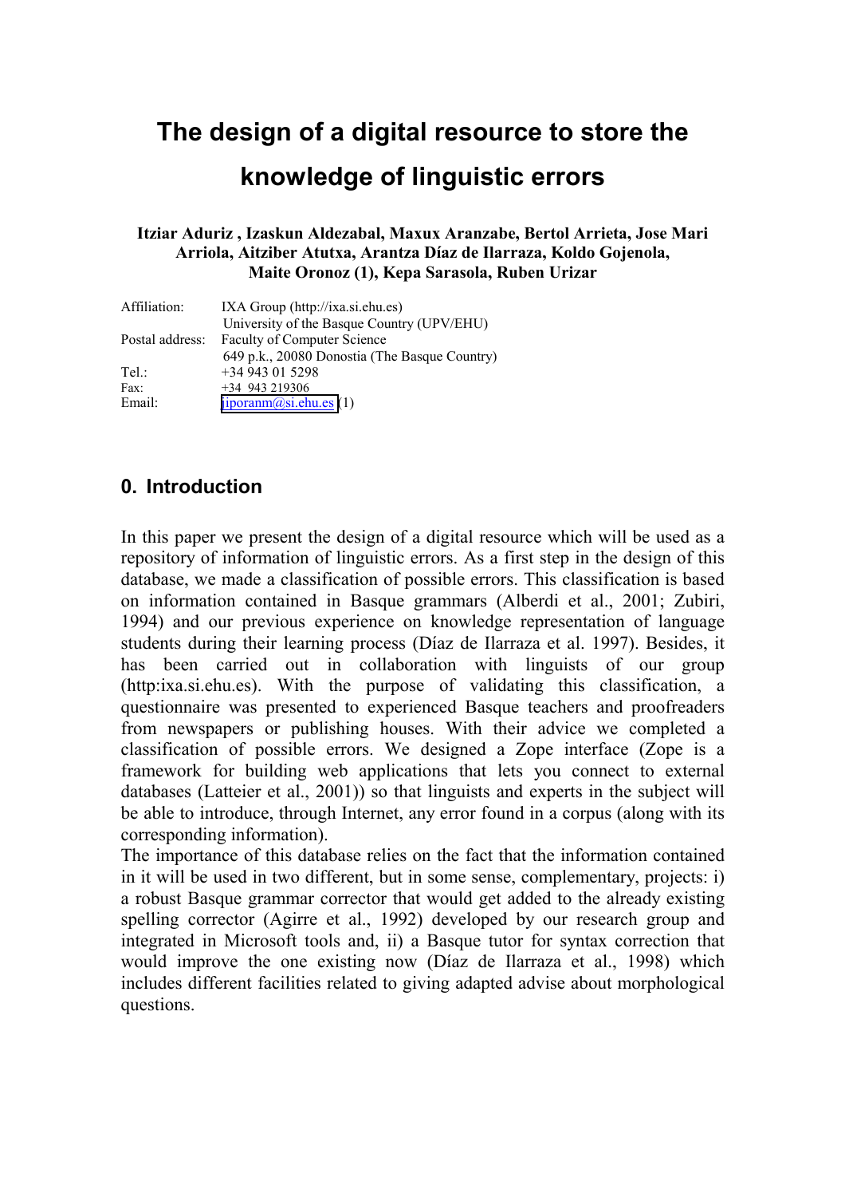# The design of a digital resource to store the knowledge of linguistic errors

**Itziar Aduriz , Izaskun Aldezabal, Maxux Aranzabe, Bertol Arrieta, Jose Mari Arriola, Aitziber Atutxa, Arantza Díaz de Ilarraza, Koldo Gojenola, Maite Oronoz (1), Kepa Sarasola, Ruben Urizar**

| | |
|---|---|
| Affiliation: | IXA Group (http://ixa.si.ehu.es) |
| | University of the Basque Country (UPV/EHU) |
| Postal address: | Faculty of Computer Science |
| | 649 p.k., 20080 Donostia (The Basque Country) |
| Tel.: | +34 943 01 5298 |
| Fax: | +34 943 219306 |
| Email: | jiporanm@si.ehu.es (1) |

## 0. Introduction

In this paper we present the design of a digital resource which will be used as a repository of information of linguistic errors. As a first step in the design of this database, we made a classification of possible errors. This classification is based on information contained in Basque grammars (Alberdi et al., 2001; Zubiri, 1994) and our previous experience on knowledge representation of language students during their learning process (Díaz de Ilarraza et al. 1997). Besides, it has been carried out in collaboration with linguists of our group (http:ixa.si.ehu.es). With the purpose of validating this classification, a questionnaire was presented to experienced Basque teachers and proofreaders from newspapers or publishing houses. With their advice we completed a classification of possible errors. We designed a Zope interface (Zope is a framework for building web applications that lets you connect to external databases (Latteier et al., 2001)) so that linguists and experts in the subject will be able to introduce, through Internet, any error found in a corpus (along with its corresponding information).

The importance of this database relies on the fact that the information contained in it will be used in two different, but in some sense, complementary, projects: i) a robust Basque grammar corrector that would get added to the already existing spelling corrector (Agirre et al., 1992) developed by our research group and integrated in Microsoft tools and, ii) a Basque tutor for syntax correction that would improve the one existing now (Díaz de Ilarraza et al., 1998) which includes different facilities related to giving adapted advise about morphological questions.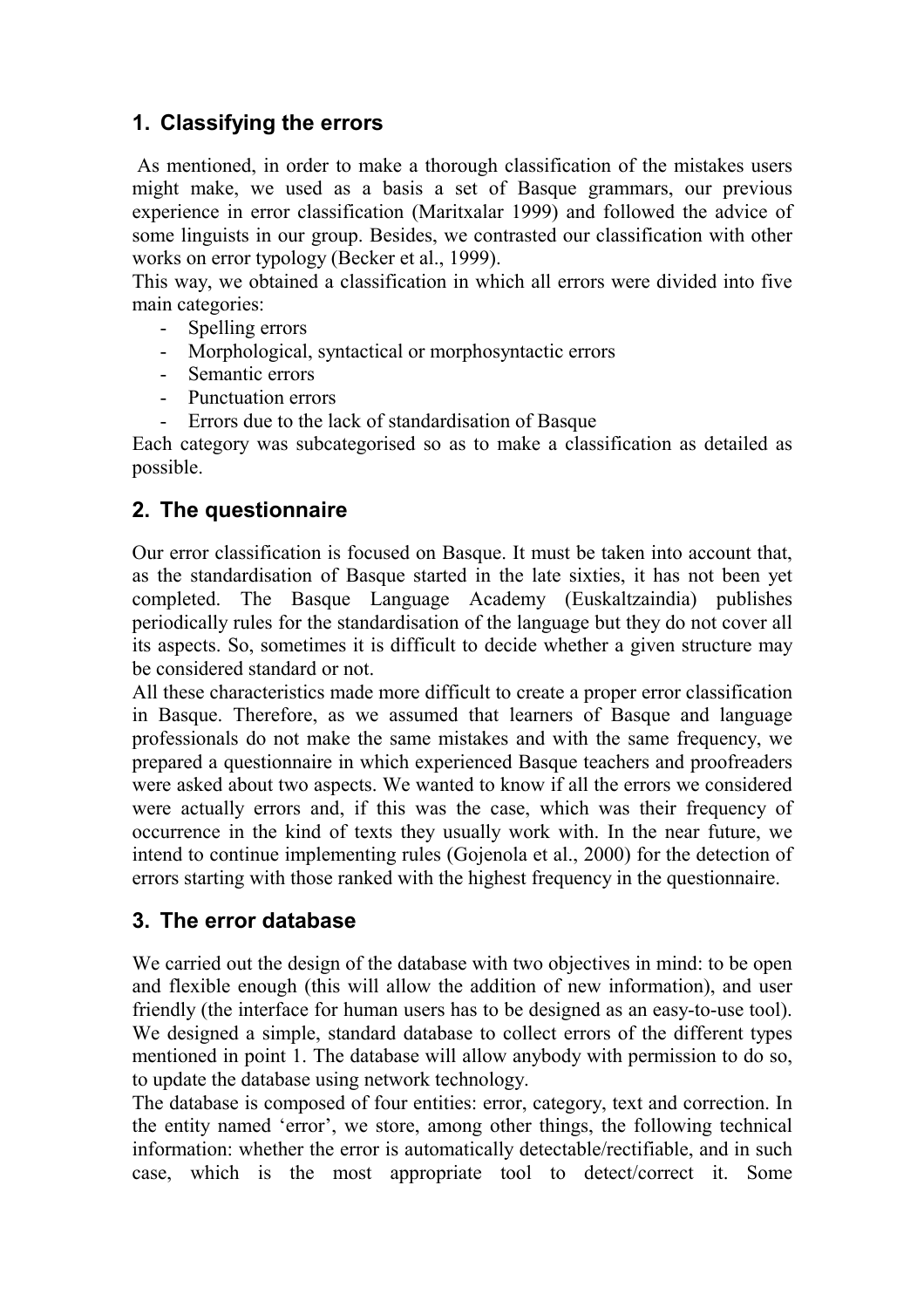## 1. Classifying the errors

As mentioned, in order to make a thorough classification of the mistakes users might make, we used as a basis a set of Basque grammars, our previous experience in error classification (Maritxalar 1999) and followed the advice of some linguists in our group. Besides, we contrasted our classification with other works on error typology (Becker et al., 1999).

This way, we obtained a classification in which all errors were divided into five main categories:

- Spelling errors
- Morphological, syntactical or morphosyntactic errors
- Semantic errors
- Punctuation errors
- Errors due to the lack of standardisation of Basque

Each category was subcategorised so as to make a classification as detailed as possible.

## 2. The questionnaire

Our error classification is focused on Basque. It must be taken into account that, as the standardisation of Basque started in the late sixties, it has not been yet completed. The Basque Language Academy (Euskaltzaindia) publishes periodically rules for the standardisation of the language but they do not cover all its aspects. So, sometimes it is difficult to decide whether a given structure may be considered standard or not.

All these characteristics made more difficult to create a proper error classification in Basque. Therefore, as we assumed that learners of Basque and language professionals do not make the same mistakes and with the same frequency, we prepared a questionnaire in which experienced Basque teachers and proofreaders were asked about two aspects. We wanted to know if all the errors we considered were actually errors and, if this was the case, which was their frequency of occurrence in the kind of texts they usually work with. In the near future, we intend to continue implementing rules (Gojenola et al., 2000) for the detection of errors starting with those ranked with the highest frequency in the questionnaire.

## 3. The error database

We carried out the design of the database with two objectives in mind: to be open and flexible enough (this will allow the addition of new information), and user friendly (the interface for human users has to be designed as an easy-to-use tool). We designed a simple, standard database to collect errors of the different types mentioned in point 1. The database will allow anybody with permission to do so, to update the database using network technology.

The database is composed of four entities: error, category, text and correction. In the entity named 'error', we store, among other things, the following technical information: whether the error is automatically detectable/rectifiable, and in such case, which is the most appropriate tool to detect/correct it. Some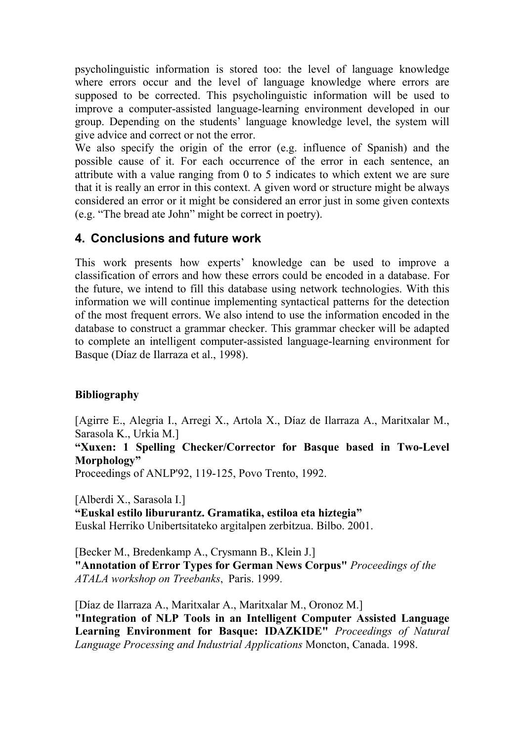psycholinguistic information is stored too: the level of language knowledge where errors occur and the level of language knowledge where errors are supposed to be corrected. This psycholinguistic information will be used to improve a computer-assisted language-learning environment developed in our group. Depending on the students' language knowledge level, the system will give advice and correct or not the error.

We also specify the origin of the error (e.g. influence of Spanish) and the possible cause of it. For each occurrence of the error in each sentence, an attribute with a value ranging from 0 to 5 indicates to which extent we are sure that it is really an error in this context. A given word or structure might be always considered an error or it might be considered an error just in some given contexts (e.g. "The bread ate John" might be correct in poetry).

## 4. Conclusions and future work

This work presents how experts' knowledge can be used to improve a classification of errors and how these errors could be encoded in a database. For the future, we intend to fill this database using network technologies. With this information we will continue implementing syntactical patterns for the detection of the most frequent errors. We also intend to use the information encoded in the database to construct a grammar checker. This grammar checker will be adapted to complete an intelligent computer-assisted language-learning environment for Basque (Díaz de Ilarraza et al., 1998).

### Bibliography

[Agirre E., Alegria I., Arregi X., Artola X., Díaz de Ilarraza A., Maritxalar M., Sarasola K., Urkia M.]
**"Xuxen: 1 Spelling Checker/Corrector for Basque based in Two-Level Morphology"**
Proceedings of ANLP'92, 119-125, Povo Trento, 1992.

[Alberdi X., Sarasola I.]
**"Euskal estilo libururantz. Gramatika, estiloa eta hiztegia"**
Euskal Herriko Unibertsitateko argitalpen zerbitzua. Bilbo. 2001.

[Becker M., Bredenkamp A., Crysmann B., Klein J.]
**"Annotation of Error Types for German News Corpus"** *Proceedings of the ATALA workshop on Treebanks*, Paris. 1999.

[Díaz de Ilarraza A., Maritxalar A., Maritxalar M., Oronoz M.]
**"Integration of NLP Tools in an Intelligent Computer Assisted Language Learning Environment for Basque: IDAZKIDE"** *Proceedings of Natural Language Processing and Industrial Applications* Moncton, Canada. 1998.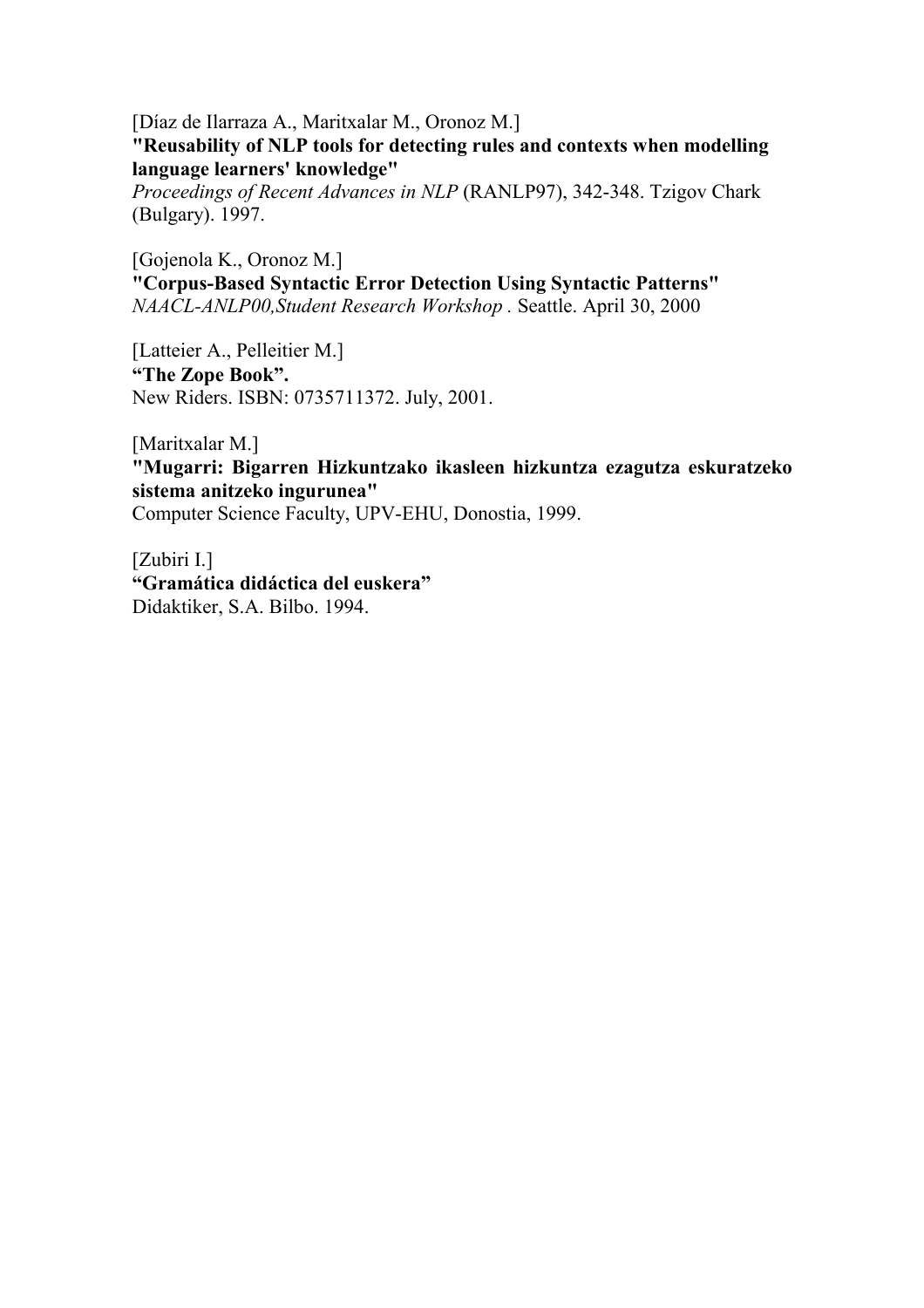[Díaz de Ilarraza A., Maritxalar M., Oronoz M.]
**"Reusability of NLP tools for detecting rules and contexts when modelling language learners' knowledge"**
*Proceedings of Recent Advances in NLP* (RANLP97), 342-348. Tzigov Chark (Bulgary). 1997.

[Gojenola K., Oronoz M.]
**"Corpus-Based Syntactic Error Detection Using Syntactic Patterns"**
*NAACL-ANLP00,Student Research Workshop .* Seattle. April 30, 2000

[Latteier A., Pelleitier M.]
**"The Zope Book".**
New Riders. ISBN: 0735711372. July, 2001.

[Maritxalar M.]
**"Mugarri: Bigarren Hizkuntzako ikasleen hizkuntza ezagutza eskuratzeko sistema anitzeko ingurunea"**
Computer Science Faculty, UPV-EHU, Donostia, 1999.

[Zubiri I.]
**"Gramática didáctica del euskera"**
Didaktiker, S.A. Bilbo. 1994.